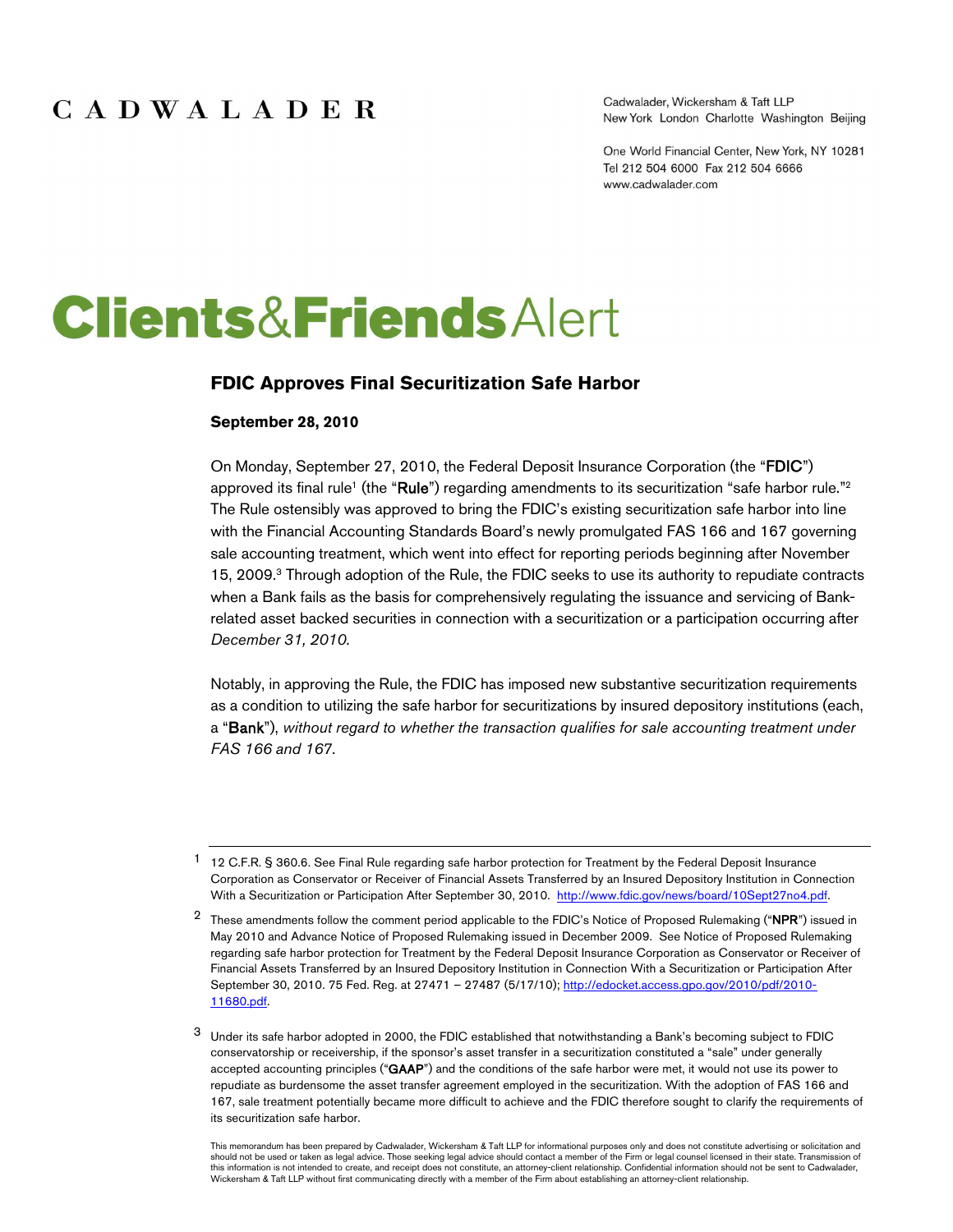CADWALADER

Cadwalader, Wickersham & Taft LLP
New York London Charlotte Washington Beijing

One World Financial Center, New York, NY 10281
Tel 212 504 6000 Fax 212 504 6666
www.cadwalader.com

# Clients&FriendsAlert

## FDIC Approves Final Securitization Safe Harbor

**September 28, 2010**

On Monday, September 27, 2010, the Federal Deposit Insurance Corporation (the "**FDIC**") approved its final rule[1] (the "**Rule**") regarding amendments to its securitization "safe harbor rule."[2] The Rule ostensibly was approved to bring the FDIC's existing securitization safe harbor into line with the Financial Accounting Standards Board's newly promulgated FAS 166 and 167 governing sale accounting treatment, which went into effect for reporting periods beginning after November 15, 2009.[3] Through adoption of the Rule, the FDIC seeks to use its authority to repudiate contracts when a Bank fails as the basis for comprehensively regulating the issuance and servicing of Bank-related asset backed securities in connection with a securitization or a participation occurring after *December 31, 2010*.

Notably, in approving the Rule, the FDIC has imposed new substantive securitization requirements as a condition to utilizing the safe harbor for securitizations by insured depository institutions (each, a "**Bank**"), *without regard to whether the transaction qualifies for sale accounting treatment under FAS 166 and 167*.

---

[1] 12 C.F.R. § 360.6. See Final Rule regarding safe harbor protection for Treatment by the Federal Deposit Insurance Corporation as Conservator or Receiver of Financial Assets Transferred by an Insured Depository Institution in Connection With a Securitization or Participation After September 30, 2010. http://www.fdic.gov/news/board/10Sept27no4.pdf.

[2] These amendments follow the comment period applicable to the FDIC's Notice of Proposed Rulemaking ("**NPR**") issued in May 2010 and Advance Notice of Proposed Rulemaking issued in December 2009. See Notice of Proposed Rulemaking regarding safe harbor protection for Treatment by the Federal Deposit Insurance Corporation as Conservator or Receiver of Financial Assets Transferred by an Insured Depository Institution in Connection With a Securitization or Participation After September 30, 2010. 75 Fed. Reg. at 27471 – 27487 (5/17/10); http://edocket.access.gpo.gov/2010/pdf/2010-11680.pdf.

[3] Under its safe harbor adopted in 2000, the FDIC established that notwithstanding a Bank's becoming subject to FDIC conservatorship or receivership, if the sponsor's asset transfer in a securitization constituted a "sale" under generally accepted accounting principles ("**GAAP**") and the conditions of the safe harbor were met, it would not use its power to repudiate as burdensome the asset transfer agreement employed in the securitization. With the adoption of FAS 166 and 167, sale treatment potentially became more difficult to achieve and the FDIC therefore sought to clarify the requirements of its securitization safe harbor.

This memorandum has been prepared by Cadwalader, Wickersham & Taft LLP for informational purposes only and does not constitute advertising or solicitation and should not be used or taken as legal advice. Those seeking legal advice should contact a member of the Firm or legal counsel licensed in their state. Transmission of this information is not intended to create, and receipt does not constitute, an attorney-client relationship. Confidential information should not be sent to Cadwalader, Wickersham & Taft LLP without first communicating directly with a member of the Firm about establishing an attorney-client relationship.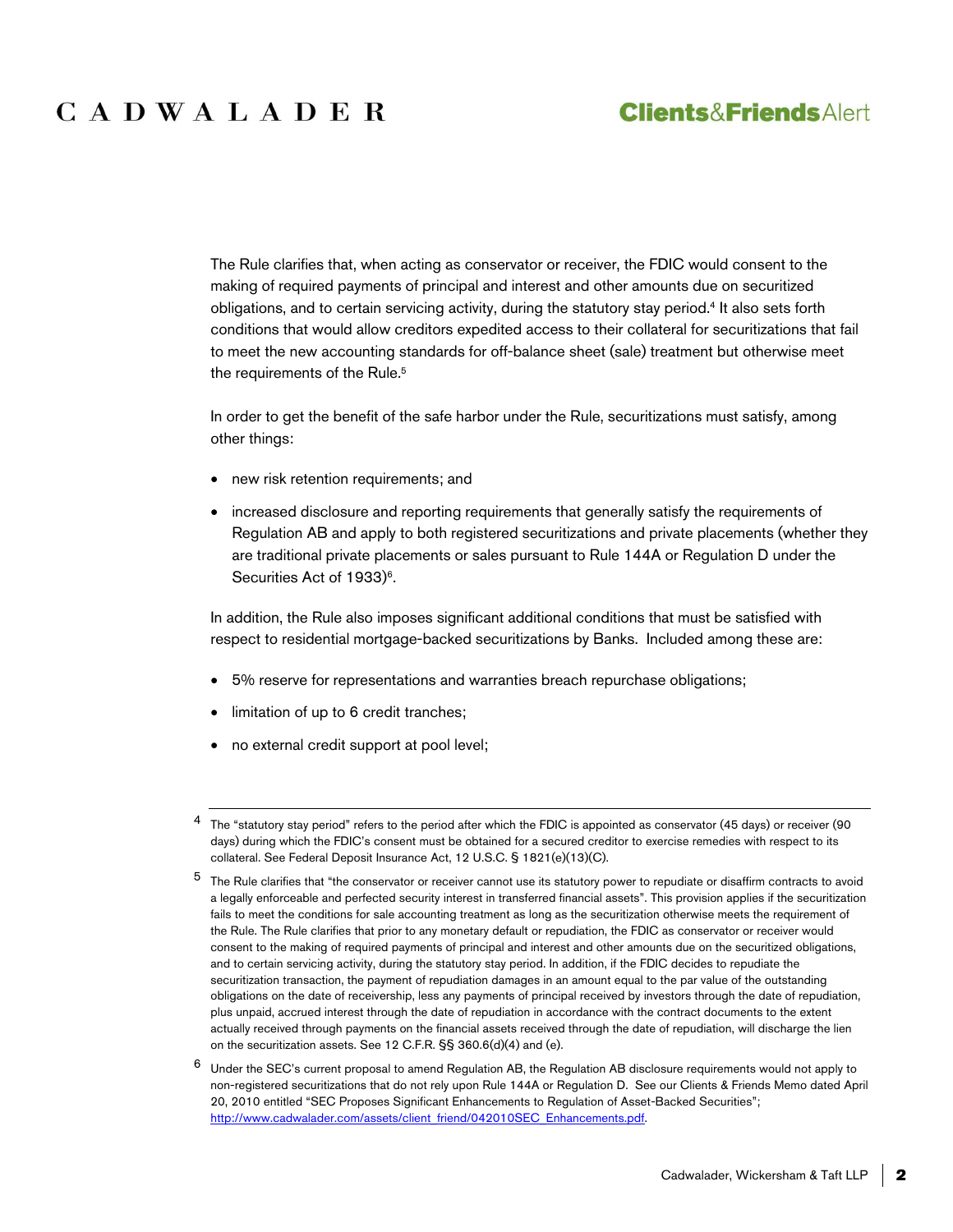The Rule clarifies that, when acting as conservator or receiver, the FDIC would consent to the making of required payments of principal and interest and other amounts due on securitized obligations, and to certain servicing activity, during the statutory stay period.[4] It also sets forth conditions that would allow creditors expedited access to their collateral for securitizations that fail to meet the new accounting standards for off-balance sheet (sale) treatment but otherwise meet the requirements of the Rule.[5]

In order to get the benefit of the safe harbor under the Rule, securitizations must satisfy, among other things:

- new risk retention requirements; and
- increased disclosure and reporting requirements that generally satisfy the requirements of Regulation AB and apply to both registered securitizations and private placements (whether they are traditional private placements or sales pursuant to Rule 144A or Regulation D under the Securities Act of 1933)[6].

In addition, the Rule also imposes significant additional conditions that must be satisfied with respect to residential mortgage-backed securitizations by Banks. Included among these are:

- 5% reserve for representations and warranties breach repurchase obligations;
- limitation of up to 6 credit tranches;
- no external credit support at pool level;

---

[4] The "statutory stay period" refers to the period after which the FDIC is appointed as conservator (45 days) or receiver (90 days) during which the FDIC's consent must be obtained for a secured creditor to exercise remedies with respect to its collateral. See Federal Deposit Insurance Act, 12 U.S.C. § 1821(e)(13)(C).

[5] The Rule clarifies that "the conservator or receiver cannot use its statutory power to repudiate or disaffirm contracts to avoid a legally enforceable and perfected security interest in transferred financial assets". This provision applies if the securitization fails to meet the conditions for sale accounting treatment as long as the securitization otherwise meets the requirement of the Rule. The Rule clarifies that prior to any monetary default or repudiation, the FDIC as conservator or receiver would consent to the making of required payments of principal and interest and other amounts due on the securitized obligations, and to certain servicing activity, during the statutory stay period. In addition, if the FDIC decides to repudiate the securitization transaction, the payment of repudiation damages in an amount equal to the par value of the outstanding obligations on the date of receivership, less any payments of principal received by investors through the date of repudiation, plus unpaid, accrued interest through the date of repudiation in accordance with the contract documents to the extent actually received through payments on the financial assets received through the date of repudiation, will discharge the lien on the securitization assets. See 12 C.F.R. §§ 360.6(d)(4) and (e).

[6] Under the SEC's current proposal to amend Regulation AB, the Regulation AB disclosure requirements would not apply to non-registered securitizations that do not rely upon Rule 144A or Regulation D. See our Clients & Friends Memo dated April 20, 2010 entitled "SEC Proposes Significant Enhancements to Regulation of Asset-Backed Securities"; http://www.cadwalader.com/assets/client_friend/042010SEC_Enhancements.pdf.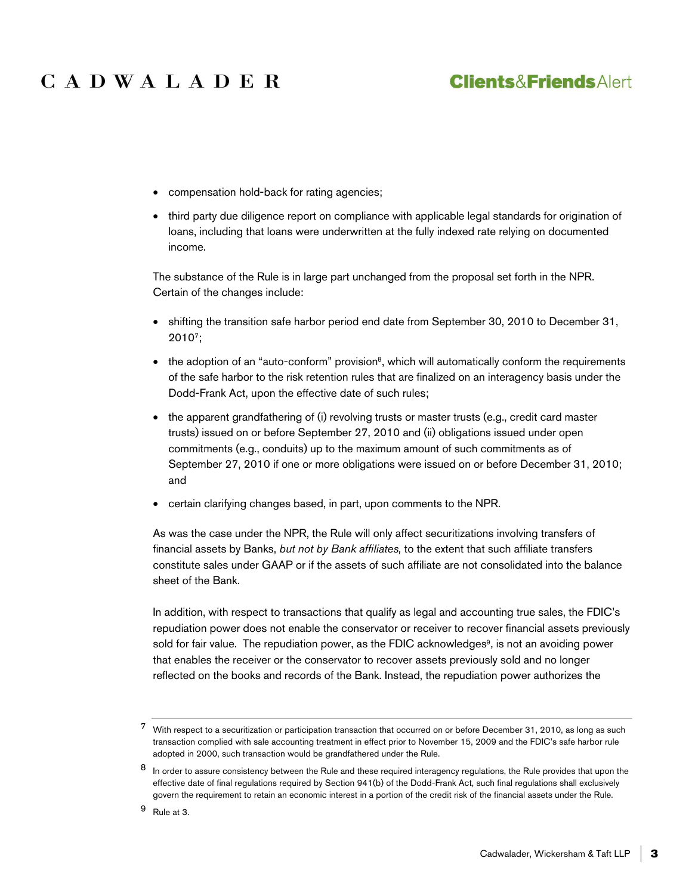- compensation hold-back for rating agencies;
- third party due diligence report on compliance with applicable legal standards for origination of loans, including that loans were underwritten at the fully indexed rate relying on documented income.

The substance of the Rule is in large part unchanged from the proposal set forth in the NPR. Certain of the changes include:

- shifting the transition safe harbor period end date from September 30, 2010 to December 31, 2010[7];
- the adoption of an "auto-conform" provision[8], which will automatically conform the requirements of the safe harbor to the risk retention rules that are finalized on an interagency basis under the Dodd-Frank Act, upon the effective date of such rules;
- the apparent grandfathering of (i) revolving trusts or master trusts (e.g., credit card master trusts) issued on or before September 27, 2010 and (ii) obligations issued under open commitments (e.g., conduits) up to the maximum amount of such commitments as of September 27, 2010 if one or more obligations were issued on or before December 31, 2010; and
- certain clarifying changes based, in part, upon comments to the NPR.

As was the case under the NPR, the Rule will only affect securitizations involving transfers of financial assets by Banks, *but not by Bank affiliates,* to the extent that such affiliate transfers constitute sales under GAAP or if the assets of such affiliate are not consolidated into the balance sheet of the Bank.

In addition, with respect to transactions that qualify as legal and accounting true sales, the FDIC's repudiation power does not enable the conservator or receiver to recover financial assets previously sold for fair value. The repudiation power, as the FDIC acknowledges[9], is not an avoiding power that enables the receiver or the conservator to recover assets previously sold and no longer reflected on the books and records of the Bank. Instead, the repudiation power authorizes the

---

[7] With respect to a securitization or participation transaction that occurred on or before December 31, 2010, as long as such transaction complied with sale accounting treatment in effect prior to November 15, 2009 and the FDIC's safe harbor rule adopted in 2000, such transaction would be grandfathered under the Rule.

[8] In order to assure consistency between the Rule and these required interagency regulations, the Rule provides that upon the effective date of final regulations required by Section 941(b) of the Dodd-Frank Act, such final regulations shall exclusively govern the requirement to retain an economic interest in a portion of the credit risk of the financial assets under the Rule.

[9] Rule at 3.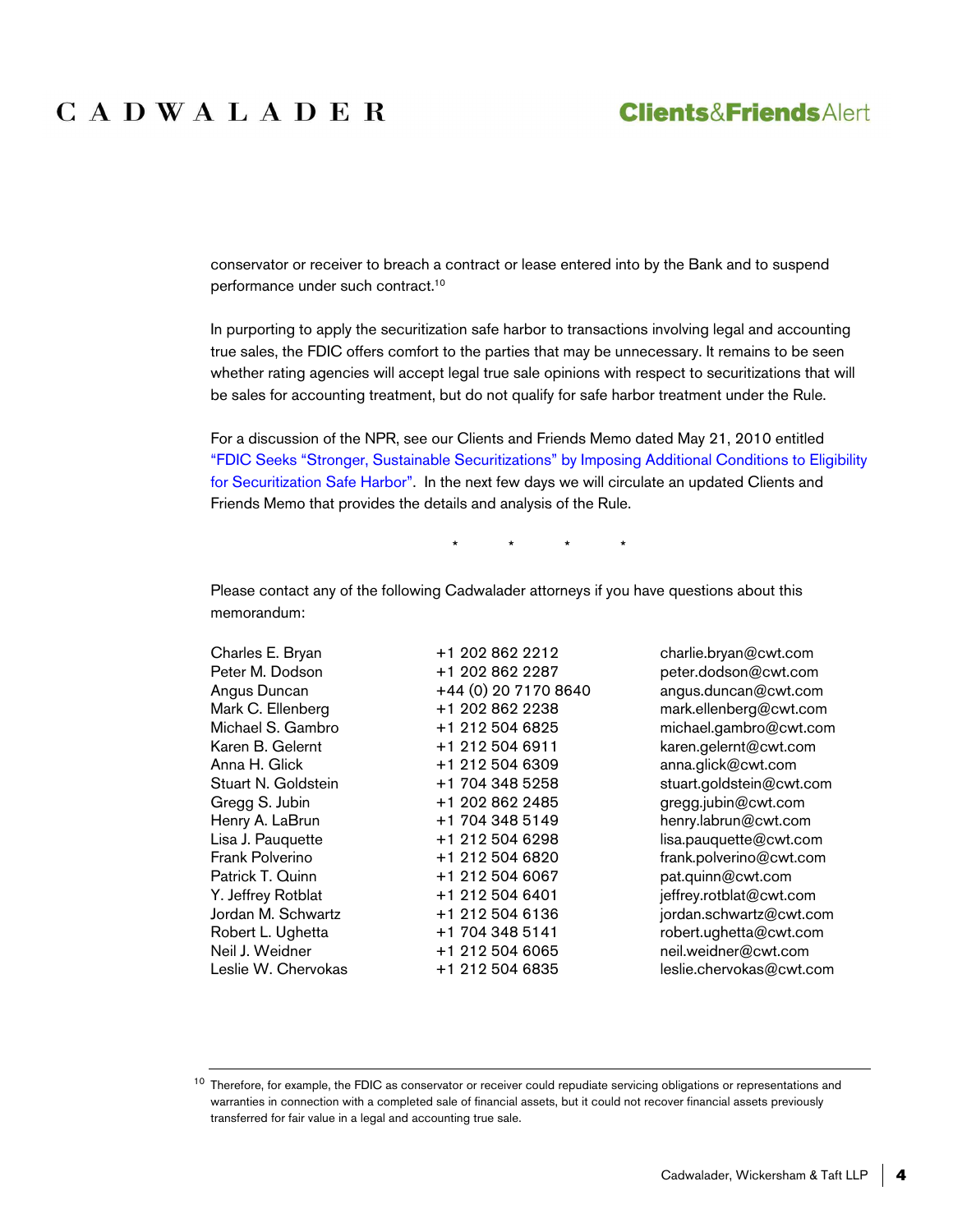conservator or receiver to breach a contract or lease entered into by the Bank and to suspend performance under such contract.[10]

In purporting to apply the securitization safe harbor to transactions involving legal and accounting true sales, the FDIC offers comfort to the parties that may be unnecessary. It remains to be seen whether rating agencies will accept legal true sale opinions with respect to securitizations that will be sales for accounting treatment, but do not qualify for safe harbor treatment under the Rule.

For a discussion of the NPR, see our Clients and Friends Memo dated May 21, 2010 entitled "FDIC Seeks "Stronger, Sustainable Securitizations" by Imposing Additional Conditions to Eligibility for Securitization Safe Harbor". In the next few days we will circulate an updated Clients and Friends Memo that provides the details and analysis of the Rule.

\*   \*   \*   \*

Please contact any of the following Cadwalader attorneys if you have questions about this memorandum:

| | | |
|---|---|---|
| Charles E. Bryan | +1 202 862 2212 | charlie.bryan@cwt.com |
| Peter M. Dodson | +1 202 862 2287 | peter.dodson@cwt.com |
| Angus Duncan | +44 (0) 20 7170 8640 | angus.duncan@cwt.com |
| Mark C. Ellenberg | +1 202 862 2238 | mark.ellenberg@cwt.com |
| Michael S. Gambro | +1 212 504 6825 | michael.gambro@cwt.com |
| Karen B. Gelernt | +1 212 504 6911 | karen.gelernt@cwt.com |
| Anna H. Glick | +1 212 504 6309 | anna.glick@cwt.com |
| Stuart N. Goldstein | +1 704 348 5258 | stuart.goldstein@cwt.com |
| Gregg S. Jubin | +1 202 862 2485 | gregg.jubin@cwt.com |
| Henry A. LaBrun | +1 704 348 5149 | henry.labrun@cwt.com |
| Lisa J. Pauquette | +1 212 504 6298 | lisa.pauquette@cwt.com |
| Frank Polverino | +1 212 504 6820 | frank.polverino@cwt.com |
| Patrick T. Quinn | +1 212 504 6067 | pat.quinn@cwt.com |
| Y. Jeffrey Rotblat | +1 212 504 6401 | jeffrey.rotblat@cwt.com |
| Jordan M. Schwartz | +1 212 504 6136 | jordan.schwartz@cwt.com |
| Robert L. Ughetta | +1 704 348 5141 | robert.ughetta@cwt.com |
| Neil J. Weidner | +1 212 504 6065 | neil.weidner@cwt.com |
| Leslie W. Chervokas | +1 212 504 6835 | leslie.chervokas@cwt.com |

[10] Therefore, for example, the FDIC as conservator or receiver could repudiate servicing obligations or representations and warranties in connection with a completed sale of financial assets, but it could not recover financial assets previously transferred for fair value in a legal and accounting true sale.